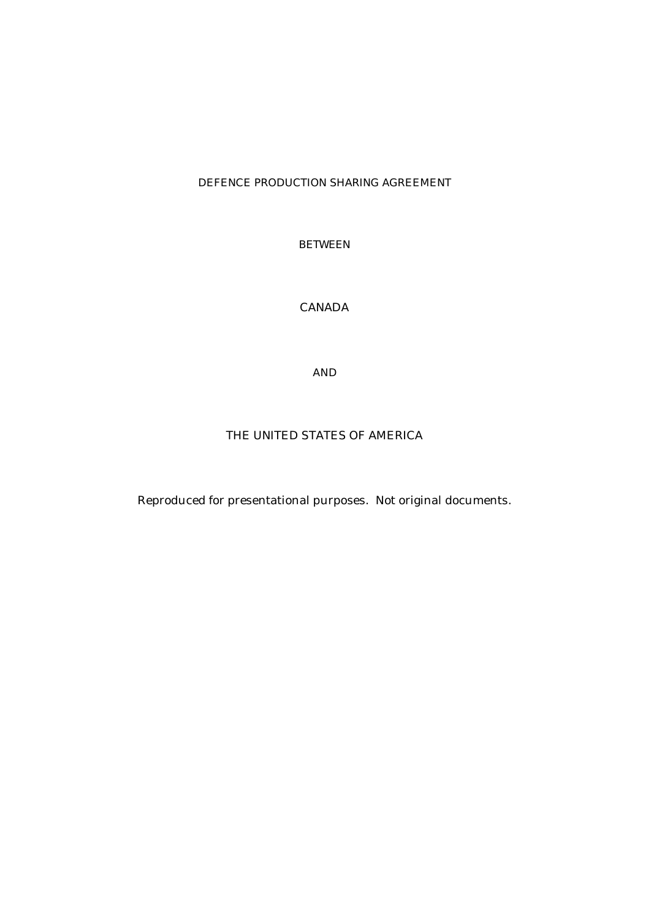# DEFENCE PRODUCTION SHARING AGREEMENT

BETWEEN

CANADA

AND

THE UNITED STATES OF AMERICA

*Reproduced for presentational purposes. Not original documents.*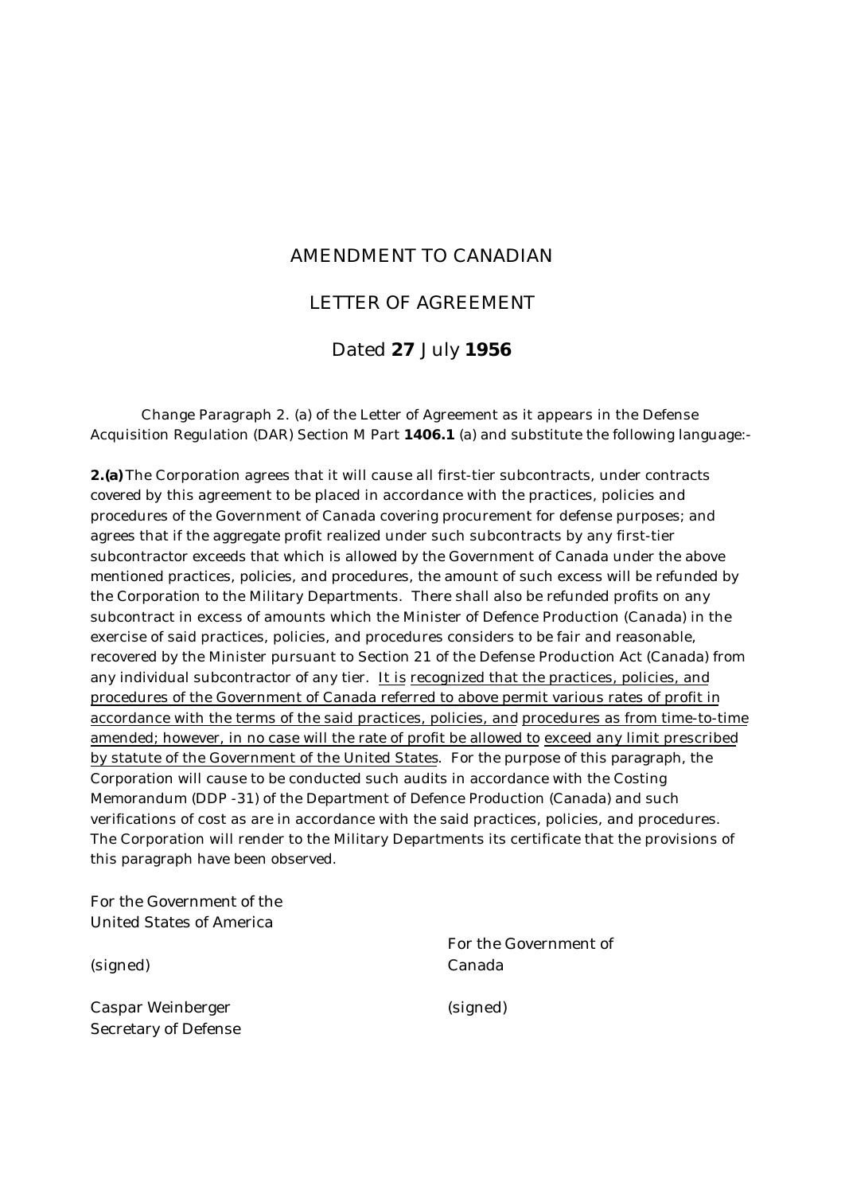# AMENDMENT TO CANADIAN

# LETTER OF AGREEMENT

# Dated **27** July **1956**

Change Paragraph 2. (a) of the Letter of Agreement as it appears in the Defense Acquisition Regulation (DAR) Section M Part **1406.1** (a) and substitute the following language:-

**2.(a)** The Corporation agrees that it will cause all first-tier subcontracts, under contracts covered by this agreement to be placed in accordance with the practices, policies and procedures of the Government of Canada covering procurement for defense purposes; and agrees that if the aggregate profit realized under such subcontracts by any first-tier subcontractor exceeds that which is allowed by the Government of Canada under the above mentioned practices, policies, and procedures, the amount of such excess will be refunded by the Corporation to the Military Departments. There shall also be refunded profits on any subcontract in excess of amounts which the Minister of Defence Production (Canada) in the exercise of said practices, policies, and procedures considers to be fair and reasonable, recovered by the Minister pursuant to Section 21 of the Defense Production Act (Canada) from any individual subcontractor of any tier. It is recognized that the practices, policies, and procedures of the Government of Canada referred to above permit various rates of profit in accordance with the terms of the said practices, policies, and procedures as from time-to-time amended; however, in no case will the rate of profit be allowed to exceed any limit prescribed by statute of the Government of the United States. For the purpose of this paragraph, the Corporation will cause to be conducted such audits in accordance with the Costing Memorandum (DDP -31) of the Department of Defence Production (Canada) and such verifications of cost as are in accordance with the said practices, policies, and procedures. The Corporation will render to the Military Departments its certificate that the provisions of this paragraph have been observed.

For the Government of the United States of America

(signed)

Caspar Weinberger
Secretary of Defense

For the Government of Canada

(signed)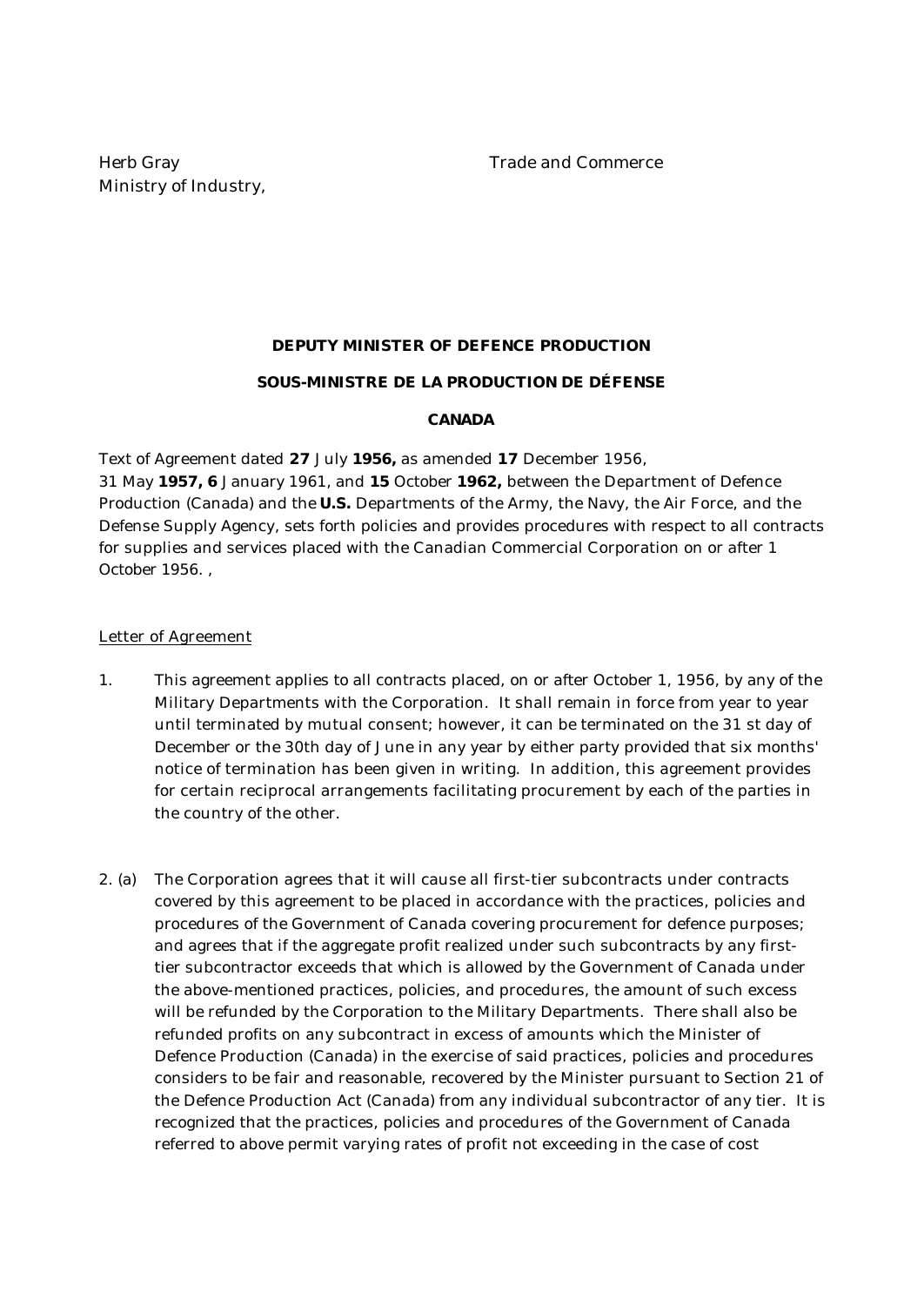Herb Gray
Ministry of Industry,

Trade and Commerce

**DEPUTY MINISTER OF DEFENCE PRODUCTION**

**SOUS-MINISTRE DE LA PRODUCTION DE DÉFENSE**

**CANADA**

Text of Agreement dated **27** July **1956,** as amended **17** December 1956, 31 May **1957, 6** January 1961, and **15** October **1962,** between the Department of Defence Production (Canada) and the **U.S.** Departments of the Army, the Navy, the Air Force, and the Defense Supply Agency, sets forth policies and provides procedures with respect to all contracts for supplies and services placed with the Canadian Commercial Corporation on or after 1 October 1956. ,

Letter of Agreement

1. This agreement applies to all contracts placed, on or after October 1, 1956, by any of the Military Departments with the Corporation. It shall remain in force from year to year until terminated by mutual consent; however, it can be terminated on the 31 st day of December or the 30th day of June in any year by either party provided that six months' notice of termination has been given in writing. In addition, this agreement provides for certain reciprocal arrangements facilitating procurement by each of the parties in the country of the other.

2. (a) The Corporation agrees that it will cause all first-tier subcontracts under contracts covered by this agreement to be placed in accordance with the practices, policies and procedures of the Government of Canada covering procurement for defence purposes; and agrees that if the aggregate profit realized under such subcontracts by any first-tier subcontractor exceeds that which is allowed by the Government of Canada under the above-mentioned practices, policies, and procedures, the amount of such excess will be refunded by the Corporation to the Military Departments. There shall also be refunded profits on any subcontract in excess of amounts which the Minister of Defence Production (Canada) in the exercise of said practices, policies and procedures considers to be fair and reasonable, recovered by the Minister pursuant to Section 21 of the Defence Production Act (Canada) from any individual subcontractor of any tier. It is recognized that the practices, policies and procedures of the Government of Canada referred to above permit varying rates of profit not exceeding in the case of cost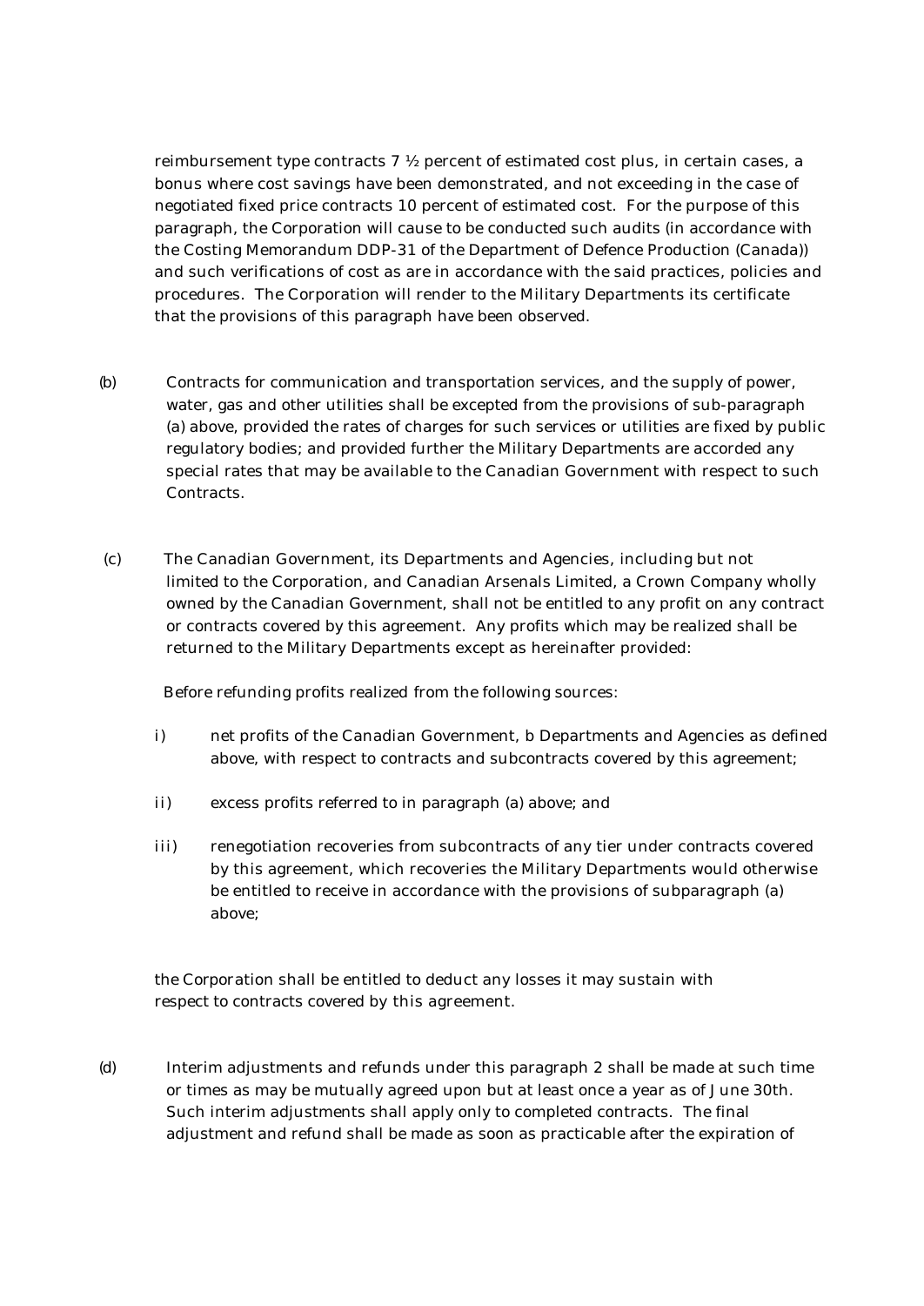reimbursement type contracts 7 ½ percent of estimated cost plus, in certain cases, a bonus where cost savings have been demonstrated, and not exceeding in the case of negotiated fixed price contracts 10 percent of estimated cost. For the purpose of this paragraph, the Corporation will cause to be conducted such audits (in accordance with the Costing Memorandum DDP-31 of the Department of Defence Production (Canada)) and such verifications of cost as are in accordance with the said practices, policies and procedures. The Corporation will render to the Military Departments its certificate that the provisions of this paragraph have been observed.

(b) Contracts for communication and transportation services, and the supply of power, water, gas and other utilities shall be excepted from the provisions of sub-paragraph (a) above, provided the rates of charges for such services or utilities are fixed by public regulatory bodies; and provided further the Military Departments are accorded any special rates that may be available to the Canadian Government with respect to such Contracts.

(c) The Canadian Government, its Departments and Agencies, including but not limited to the Corporation, and Canadian Arsenals Limited, a Crown Company wholly owned by the Canadian Government, shall not be entitled to any profit on any contract or contracts covered by this agreement. Any profits which may be realized shall be returned to the Military Departments except as hereinafter provided:

Before refunding profits realized from the following sources:

i) net profits of the Canadian Government, b Departments and Agencies as defined above, with respect to contracts and subcontracts covered by this agreement;

ii) excess profits referred to in paragraph (a) above; and

iii) renegotiation recoveries from subcontracts of any tier under contracts covered by this agreement, which recoveries the Military Departments would otherwise be entitled to receive in accordance with the provisions of subparagraph (a) above;

the Corporation shall be entitled to deduct any losses it may sustain with respect to contracts covered by this agreement.

(d) Interim adjustments and refunds under this paragraph 2 shall be made at such time or times as may be mutually agreed upon but at least once a year as of June 30th. Such interim adjustments shall apply only to completed contracts. The final adjustment and refund shall be made as soon as practicable after the expiration of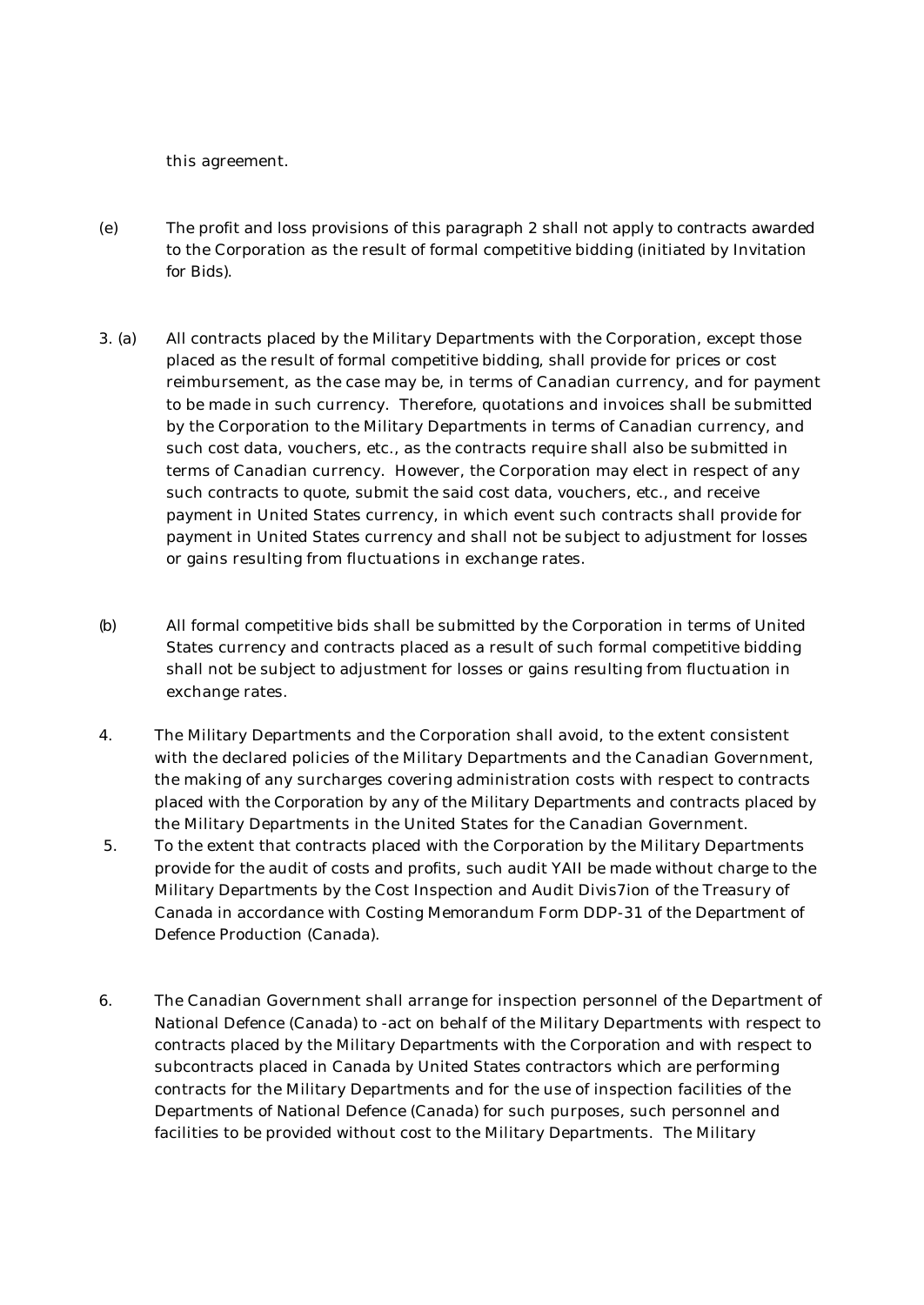this agreement.

(e) The profit and loss provisions of this paragraph 2 shall not apply to contracts awarded to the Corporation as the result of formal competitive bidding (initiated by Invitation for Bids).

3. (a) All contracts placed by the Military Departments with the Corporation, except those placed as the result of formal competitive bidding, shall provide for prices or cost reimbursement, as the case may be, in terms of Canadian currency, and for payment to be made in such currency. Therefore, quotations and invoices shall be submitted by the Corporation to the Military Departments in terms of Canadian currency, and such cost data, vouchers, etc., as the contracts require shall also be submitted in terms of Canadian currency. However, the Corporation may elect in respect of any such contracts to quote, submit the said cost data, vouchers, etc., and receive payment in United States currency, in which event such contracts shall provide for payment in United States currency and shall not be subject to adjustment for losses or gains resulting from fluctuations in exchange rates.

(b) All formal competitive bids shall be submitted by the Corporation in terms of United States currency and contracts placed as a result of such formal competitive bidding shall not be subject to adjustment for losses or gains resulting from fluctuation in exchange rates.

4. The Military Departments and the Corporation shall avoid, to the extent consistent with the declared policies of the Military Departments and the Canadian Government, the making of any surcharges covering administration costs with respect to contracts placed with the Corporation by any of the Military Departments and contracts placed by the Military Departments in the United States for the Canadian Government.

5. To the extent that contracts placed with the Corporation by the Military Departments provide for the audit of costs and profits, such audit YAII be made without charge to the Military Departments by the Cost Inspection and Audit Divis7ion of the Treasury of Canada in accordance with Costing Memorandum Form DDP-31 of the Department of Defence Production (Canada).

6. The Canadian Government shall arrange for inspection personnel of the Department of National Defence (Canada) to -act on behalf of the Military Departments with respect to contracts placed by the Military Departments with the Corporation and with respect to subcontracts placed in Canada by United States contractors which are performing contracts for the Military Departments and for the use of inspection facilities of the Departments of National Defence (Canada) for such purposes, such personnel and facilities to be provided without cost to the Military Departments. The Military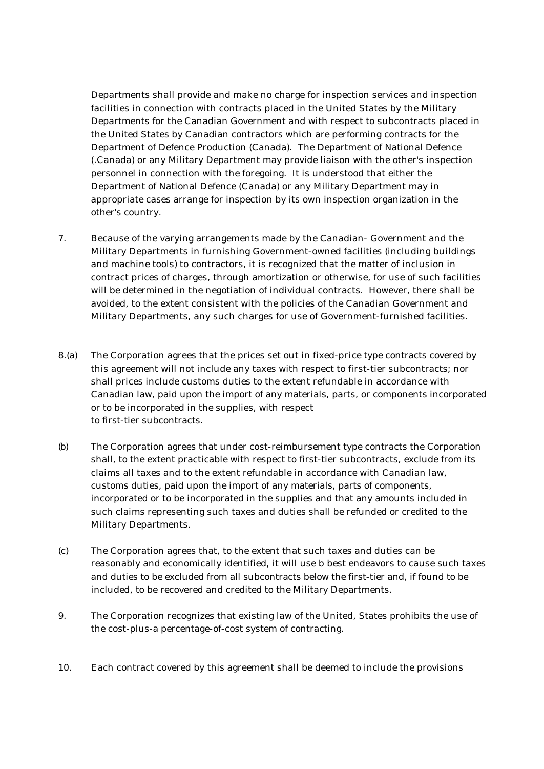Departments shall provide and make no charge for inspection services and inspection facilities in connection with contracts placed in the United States by the Military Departments for the Canadian Government and with respect to subcontracts placed in the United States by Canadian contractors which are performing contracts for the Department of Defence Production (Canada). The Department of National Defence (.Canada) or any Military Department may provide liaison with the other's inspection personnel in connection with the foregoing. It is understood that either the Department of National Defence (Canada) or any Military Department may in appropriate cases arrange for inspection by its own inspection organization in the other's country.

7. Because of the varying arrangements made by the Canadian- Government and the Military Departments in furnishing Government-owned facilities (including buildings and machine tools) to contractors, it is recognized that the matter of inclusion in contract prices of charges, through amortization or otherwise, for use of such facilities will be determined in the negotiation of individual contracts. However, there shall be avoided, to the extent consistent with the policies of the Canadian Government and Military Departments, any such charges for use of Government-furnished facilities.

8.(a) The Corporation agrees that the prices set out in fixed-price type contracts covered by this agreement will not include any taxes with respect to first-tier subcontracts; nor shall prices include customs duties to the extent refundable in accordance with Canadian law, paid upon the import of any materials, parts, or components incorporated or to be incorporated in the supplies, with respect to first-tier subcontracts.

(b) The Corporation agrees that under cost-reimbursement type contracts the Corporation shall, to the extent practicable with respect to first-tier subcontracts, exclude from its claims all taxes and to the extent refundable in accordance with Canadian law, customs duties, paid upon the import of any materials, parts of components, incorporated or to be incorporated in the supplies and that any amounts included in such claims representing such taxes and duties shall be refunded or credited to the Military Departments.

(c) The Corporation agrees that, to the extent that such taxes and duties can be reasonably and economically identified, it will use b best endeavors to cause such taxes and duties to be excluded from all subcontracts below the first-tier and, if found to be included, to be recovered and credited to the Military Departments.

9. The Corporation recognizes that existing law of the United, States prohibits the use of the cost-plus-a percentage-of-cost system of contracting.

10. Each contract covered by this agreement shall be deemed to include the provisions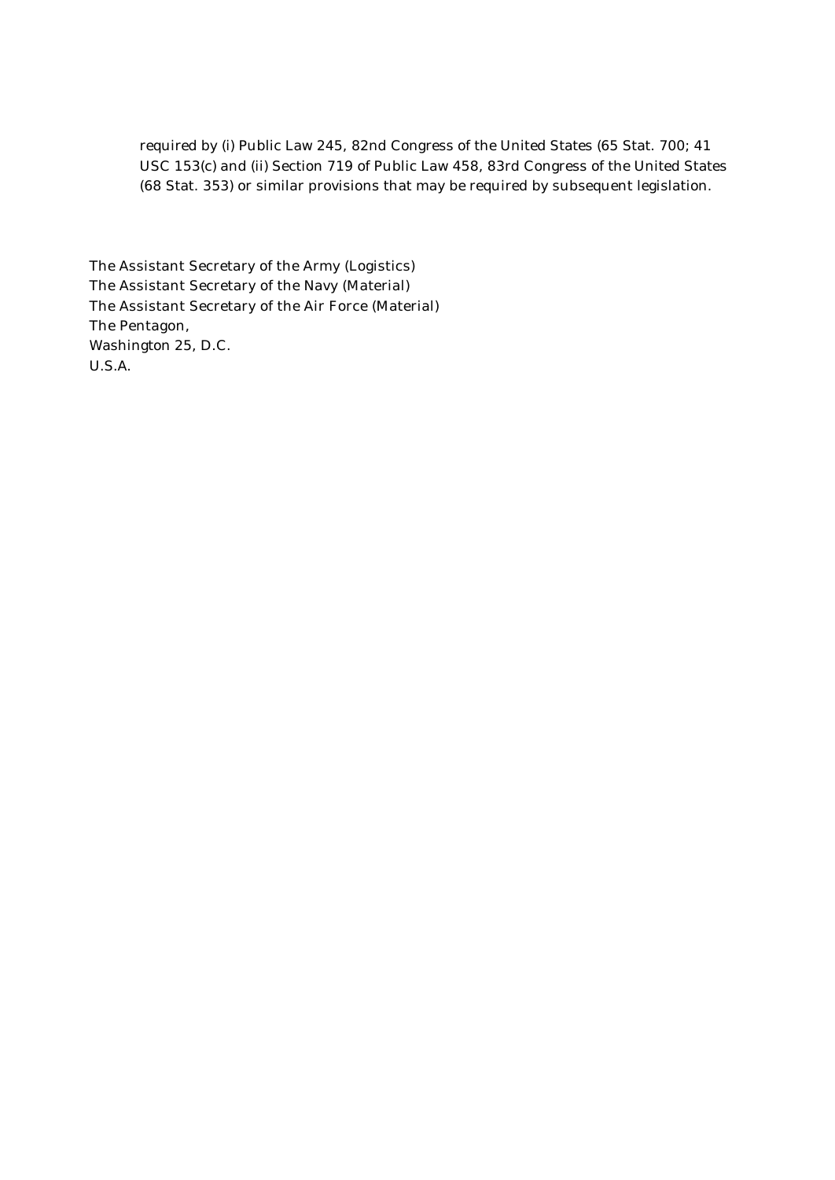required by (i) Public Law 245, 82nd Congress of the United States (65 Stat. 700; 41 USC 153(c) and (ii) Section 719 of Public Law 458, 83rd Congress of the United States (68 Stat. 353) or similar provisions that may be required by subsequent legislation.

The Assistant Secretary of the Army (Logistics)
The Assistant Secretary of the Navy (Material)
The Assistant Secretary of the Air Force (Material)
The Pentagon,
Washington 25, D.C.
U.S.A.